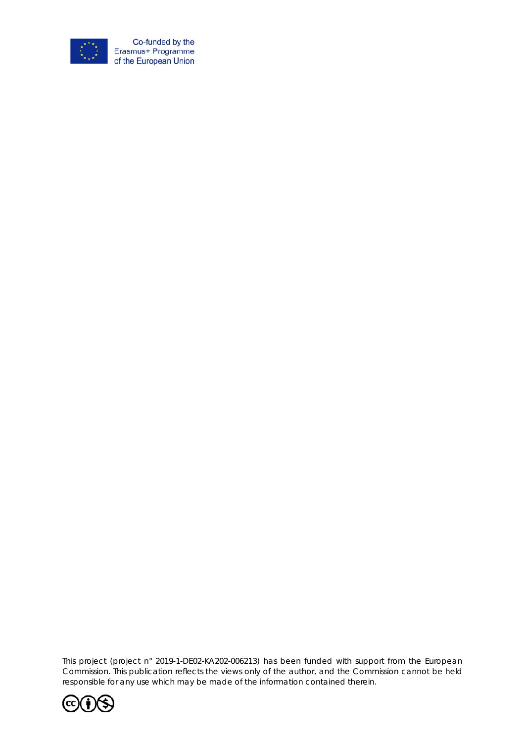Co-funded by the Erasmus+ Programme of the European Union

This project (project n° 2019-1-DE02-KA202-006213) has been funded with support from the European Commission. This publication reflects the views only of the author, and the Commission cannot be held responsible for any use which may be made of the information contained therein.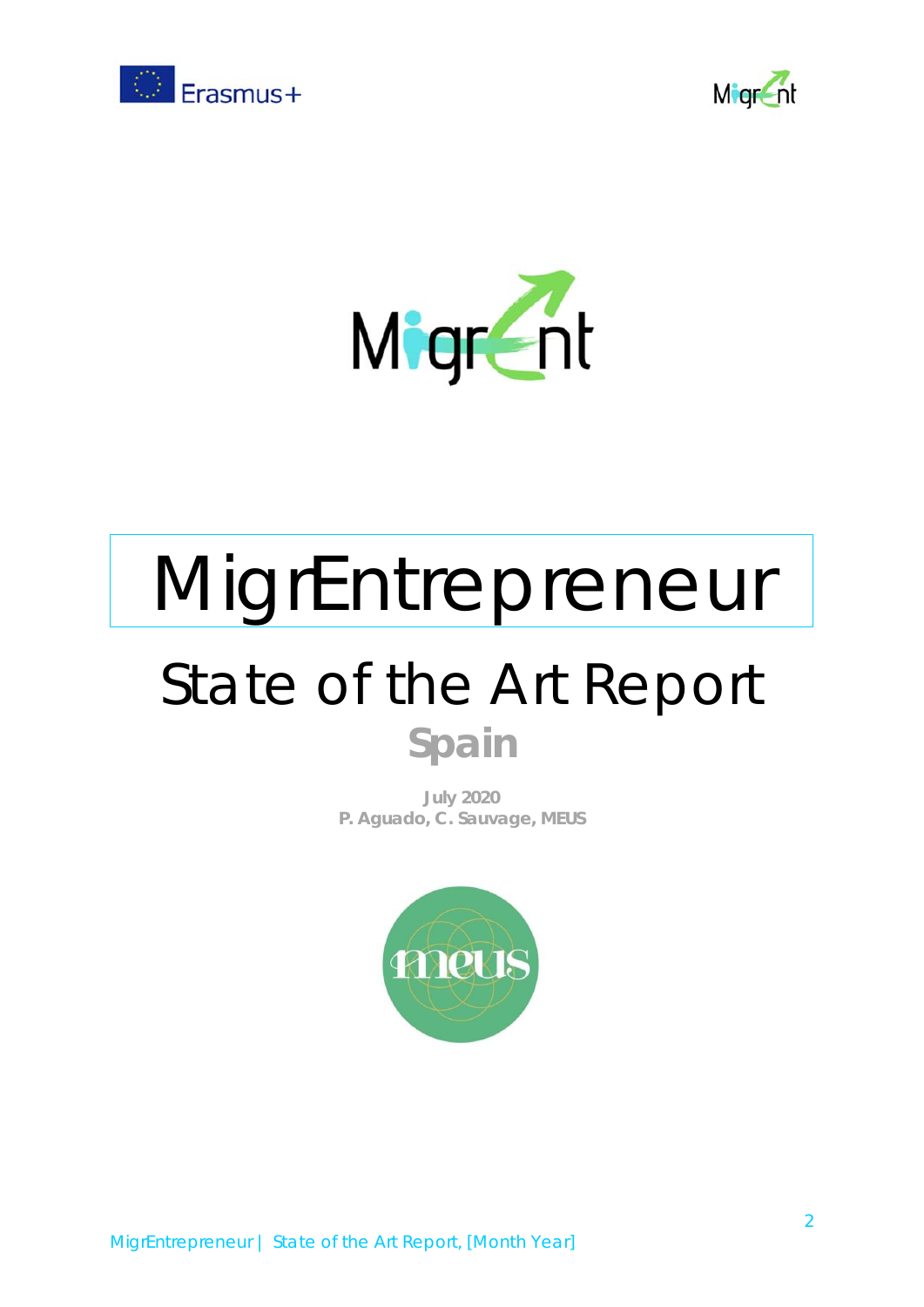# MigrEntrepreneur

## State of the Art Report

**Spain**

**July 2020**
**P. Aguado, C. Sauvage, MEUS**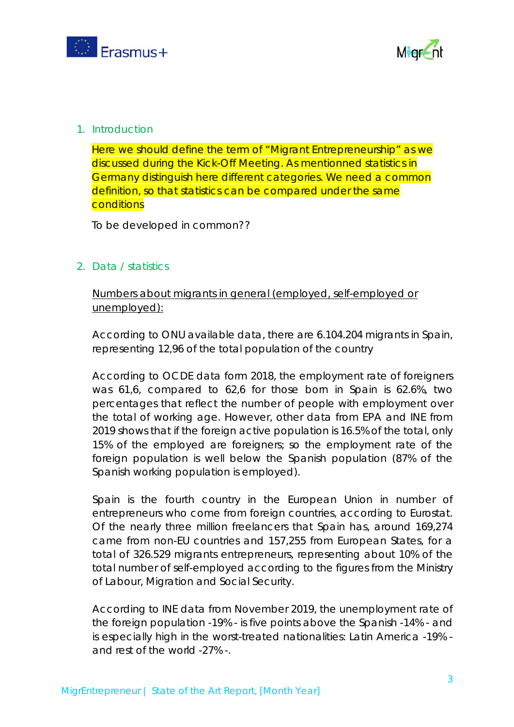## 1. Introduction

Here we should define the term of "Migrant Entrepreneurship" as we discussed during the Kick-Off Meeting. As mentionned statistics in Germany distinguish here different categories. We need a common definition, so that statistics can be compared under the same conditions

To be developed in common??

## 2. Data / statistics

Numbers about migrants in general (employed, self-employed or unemployed):

According to ONU available data, there are 6.104.204 migrants in Spain, representing 12,96 of the total population of the country

According to OCDE data form 2018, the employment rate of foreigners was 61,6, compared to 62,6 for those born in Spain is 62.6%, two percentages that reflect the number of people with employment over the total of working age. However, other data from EPA and INE from 2019 shows that if the foreign active population is 16.5% of the total, only 15% of the employed are foreigners; so the employment rate of the foreign population is well below the Spanish population (87% of the Spanish working population is employed).

Spain is the fourth country in the European Union in number of entrepreneurs who come from foreign countries, according to Eurostat. Of the nearly three million freelancers that Spain has, around 169,274 came from non-EU countries and 157,255 from European States, for a total of 326.529 migrants entrepreneurs, representing about 10% of the total number of self-employed according to the figures from the Ministry of Labour, Migration and Social Security.

According to INE data from November 2019, the unemployment rate of the foreign population -19%- is five points above the Spanish -14%- and is especially high in the worst-treated nationalities: Latin America -19%- and rest of the world -27%-.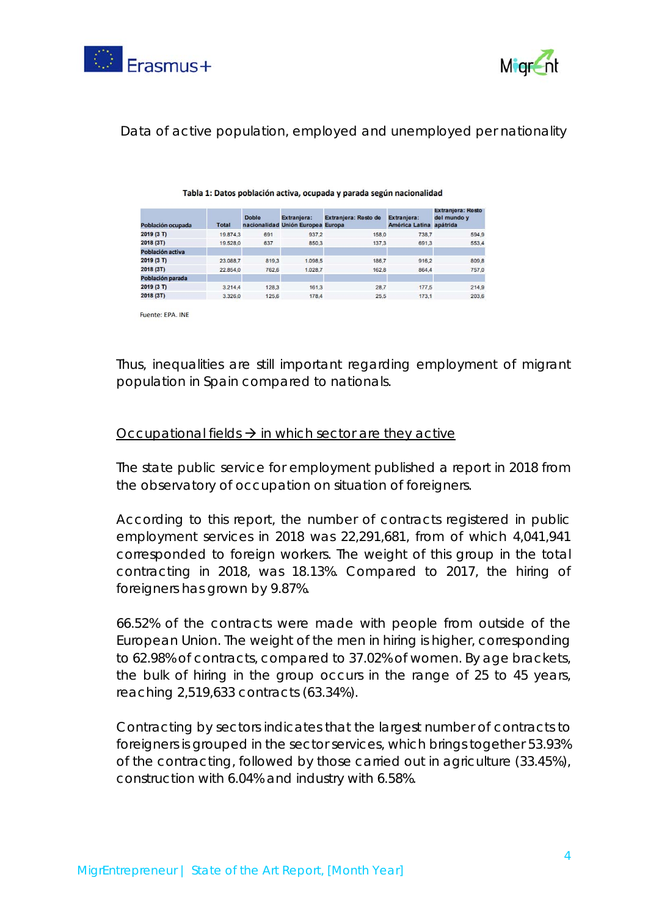Data of active population, employed and unemployed per nationality

**Tabla 1: Datos población activa, ocupada y parada según nacionalidad**

| Población ocupada | Total | Doble nacionalidad | Extranjera: Unión Europea | Extranjera: Resto de Europa | Extranjera: América Latina | Extranjera: Resto del mundo y apátrida |
|---|---|---|---|---|---|---|
| 2019 (3 T) | 19.874,3 | 691 | 937,2 | 158,0 | 738,7 | 594,9 |
| 2018 (3T) | 19.528,0 | 637 | 850,3 | 137,3 | 691,3 | 553,4 |
| **Población activa** | | | | | | |
| 2019 (3 T) | 23.088,7 | 819,3 | 1.098,5 | 186,7 | 916,2 | 809,8 |
| 2018 (3T) | 22.854,0 | 762,6 | 1.028,7 | 162,8 | 864,4 | 757,0 |
| **Población parada** | | | | | | |
| 2019 (3 T) | 3.214,4 | 128,3 | 161,3 | 28,7 | 177,5 | 214,9 |
| 2018 (3T) | 3.326,0 | 125,6 | 178,4 | 25,5 | 173,1 | 203,6 |

Fuente: EPA. INE

Thus, inequalities are still important regarding employment of migrant population in Spain compared to nationals.

Occupational fields → in which sector are they active

The state public service for employment published a report in 2018 from the observatory of occupation on situation of foreigners.

According to this report, the number of contracts registered in public employment services in 2018 was 22,291,681, from of which 4,041,941 corresponded to foreign workers. The weight of this group in the total contracting in 2018, was 18.13%. Compared to 2017, the hiring of foreigners has grown by 9.87%.

66.52% of the contracts were made with people from outside of the European Union. The weight of the men in hiring is higher, corresponding to 62.98% of contracts, compared to 37.02% of women. By age brackets, the bulk of hiring in the group occurs in the range of 25 to 45 years, reaching 2,519,633 contracts (63.34%).

Contracting by sectors indicates that the largest number of contracts to foreigners is grouped in the sector services, which brings together 53.93% of the contracting, followed by those carried out in agriculture (33.45%), construction with 6.04% and industry with 6.58%.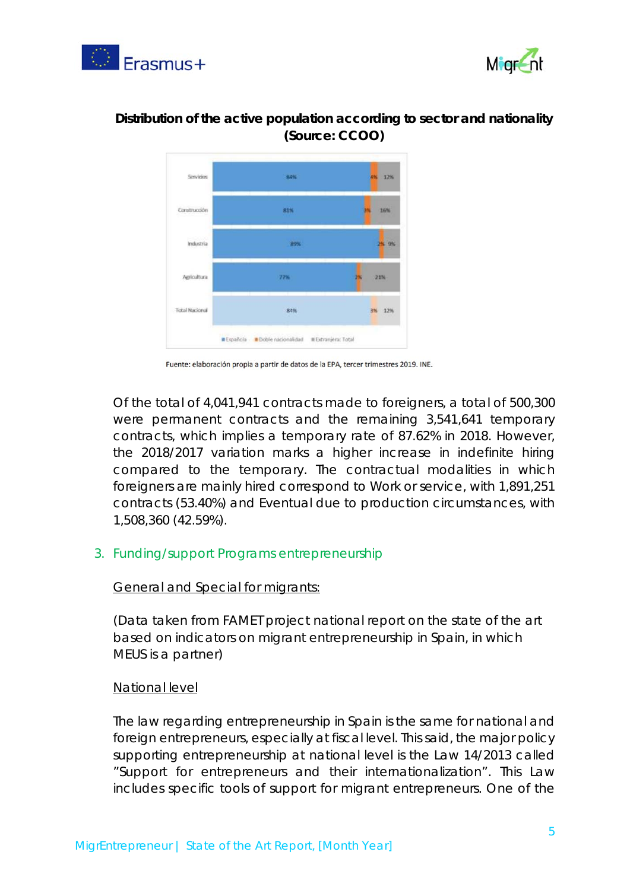**Distribution of the active population according to sector and nationality (Source: CCOO)**

| | Española | Doble nacionalidad | Extranjera: Total |
|---|---|---|---|
| Servicios | 84% | 4% | 12% |
| Construcción | 81% | 3% | 16% |
| Industria | 89% | 2% | 9% |
| Agricultura | 77% | 2% | 21% |
| Total Nacional | 84% | 3% | 12% |

Fuente: elaboración propia a partir de datos de la EPA, tercer trimestres 2019. INE.

Of the total of 4,041,941 contracts made to foreigners, a total of 500,300 were permanent contracts and the remaining 3,541,641 temporary contracts, which implies a temporary rate of 87.62% in 2018. However, the 2018/2017 variation marks a higher increase in indefinite hiring compared to the temporary. The contractual modalities in which foreigners are mainly hired correspond to Work or service, with 1,891,251 contracts (53.40%) and Eventual due to production circumstances, with 1,508,360 (42.59%).

## 3. Funding/support Programs entrepreneurship

General and Special for migrants:

(Data taken from FAMET project national report on the state of the art based on indicators on migrant entrepreneurship in Spain, in which MEUS is a partner)

National level

The law regarding entrepreneurship in Spain is the same for national and foreign entrepreneurs, especially at fiscal level. This said, the major policy supporting entrepreneurship at national level is the Law 14/2013 called "Support for entrepreneurs and their internationalization". This Law includes specific tools of support for migrant entrepreneurs. One of the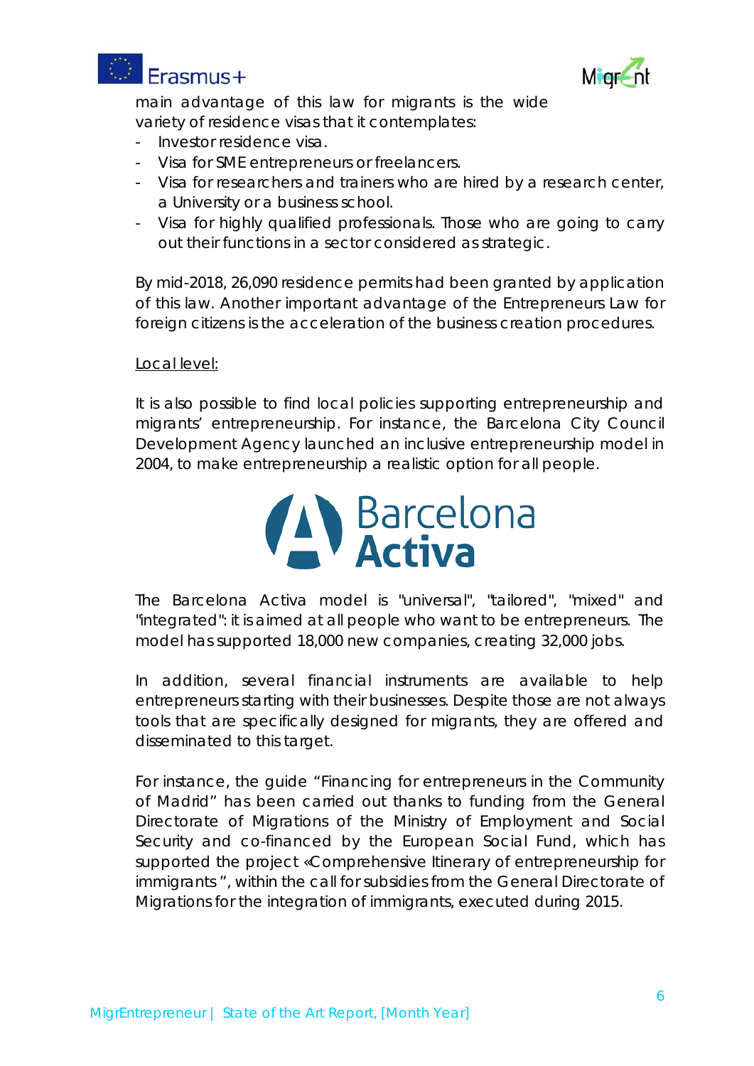main advantage of this law for migrants is the wide variety of residence visas that it contemplates:

- Investor residence visa.
- Visa for SME entrepreneurs or freelancers.
- Visa for researchers and trainers who are hired by a research center, a University or a business school.
- Visa for highly qualified professionals. Those who are going to carry out their functions in a sector considered as strategic.

By mid-2018, 26,090 residence permits had been granted by application of this law. Another important advantage of the Entrepreneurs Law for foreign citizens is the acceleration of the business creation procedures.

<u>Local level:</u>

It is also possible to find local policies supporting entrepreneurship and migrants' entrepreneurship. For instance, the Barcelona City Council Development Agency launched an inclusive entrepreneurship model in 2004, to make entrepreneurship a realistic option for all people.

Barcelona **Activa**

The Barcelona Activa model is "universal", "tailored", "mixed" and "integrated": it is aimed at all people who want to be entrepreneurs. The model has supported 18,000 new companies, creating 32,000 jobs.

In addition, several financial instruments are available to help entrepreneurs starting with their businesses. Despite those are not always tools that are specifically designed for migrants, they are offered and disseminated to this target.

For instance, the guide "Financing for entrepreneurs in the Community of Madrid" has been carried out thanks to funding from the General Directorate of Migrations of the Ministry of Employment and Social Security and co-financed by the European Social Fund, which has supported the project «Comprehensive Itinerary of entrepreneurship for immigrants", within the call for subsidies from the General Directorate of Migrations for the integration of immigrants, executed during 2015.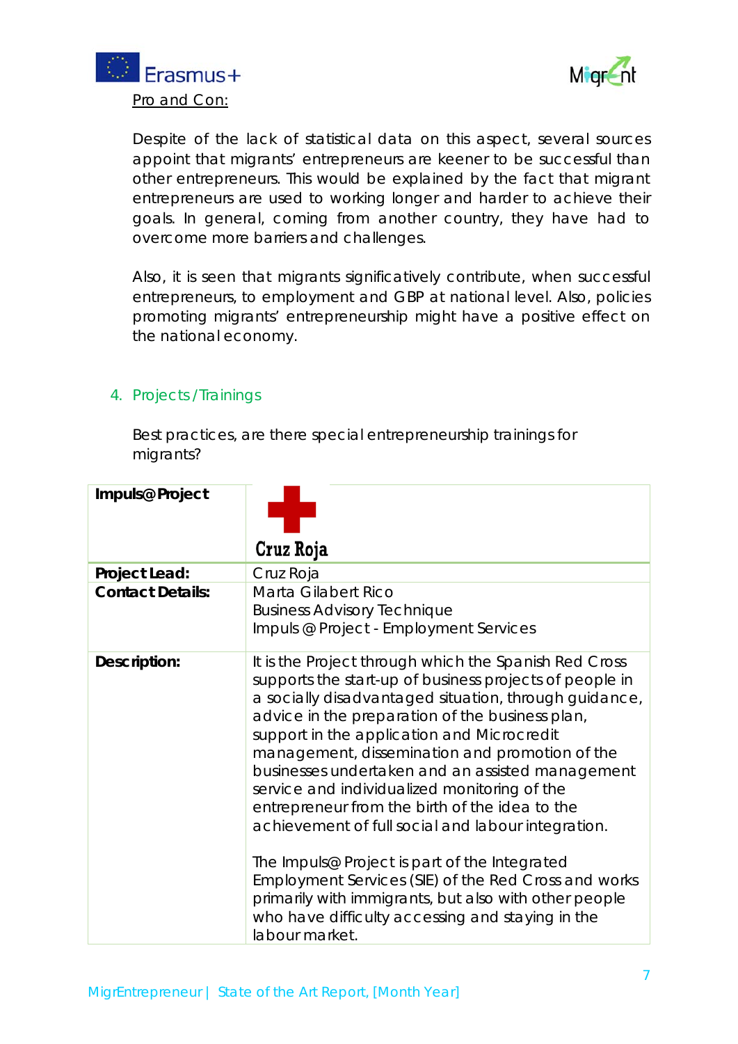Pro and Con:

Despite of the lack of statistical data on this aspect, several sources appoint that migrants' entrepreneurs are keener to be successful than other entrepreneurs. This would be explained by the fact that migrant entrepreneurs are used to working longer and harder to achieve their goals. In general, coming from another country, they have had to overcome more barriers and challenges.

Also, it is seen that migrants significatively contribute, when successful entrepreneurs, to employment and GBP at national level. Also, policies promoting migrants' entrepreneurship might have a positive effect on the national economy.

## 4. Projects / Trainings

Best practices, are there special entrepreneurship trainings for migrants?

| **Impuls@ Project** | Cruz Roja |
|---|---|
| **Project Lead:** | Cruz Roja |
| **Contact Details:** | Marta Gilabert Rico<br>Business Advisory Technique<br>Impuls @ Project - Employment Services |
| **Description:** | It is the Project through which the Spanish Red Cross supports the start-up of business projects of people in a socially disadvantaged situation, through guidance, advice in the preparation of the business plan, support in the application and Microcredit management, dissemination and promotion of the businesses undertaken and an assisted management service and individualized monitoring of the entrepreneur from the birth of the idea to the achievement of full social and labour integration.<br><br>The Impuls@ Project is part of the Integrated Employment Services (SIE) of the Red Cross and works primarily with immigrants, but also with other people who have difficulty accessing and staying in the labour market. |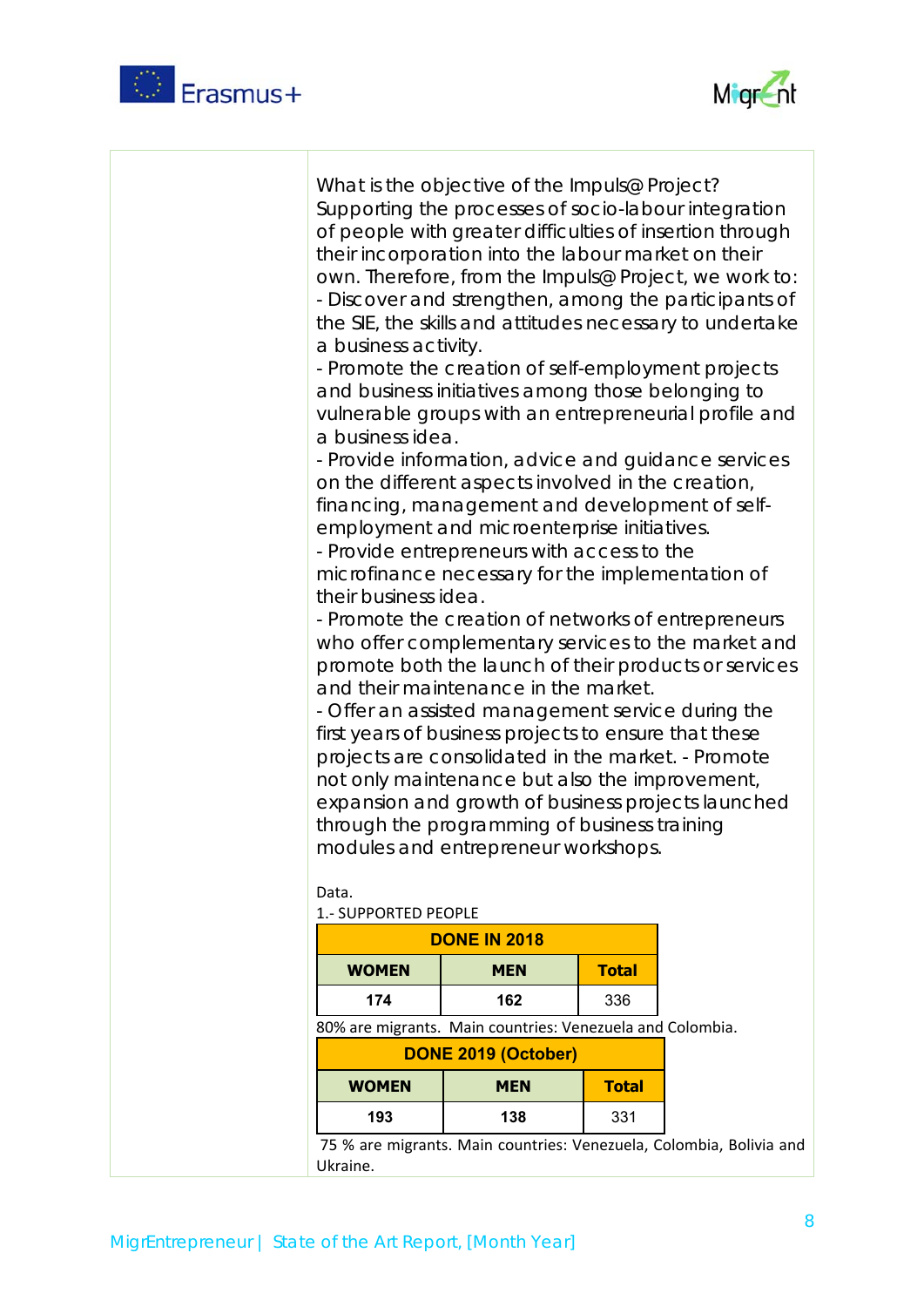What is the objective of the Impuls@ Project?
Supporting the processes of socio-labour integration of people with greater difficulties of insertion through their incorporation into the labour market on their own. Therefore, from the Impuls@ Project, we work to:
- Discover and strengthen, among the participants of the SIE, the skills and attitudes necessary to undertake a business activity.
- Promote the creation of self-employment projects and business initiatives among those belonging to vulnerable groups with an entrepreneurial profile and a business idea.
- Provide information, advice and guidance services on the different aspects involved in the creation, financing, management and development of self-employment and microenterprise initiatives.
- Provide entrepreneurs with access to the microfinance necessary for the implementation of their business idea.
- Promote the creation of networks of entrepreneurs who offer complementary services to the market and promote both the launch of their products or services and their maintenance in the market.
- Offer an assisted management service during the first years of business projects to ensure that these projects are consolidated in the market. - Promote not only maintenance but also the improvement, expansion and growth of business projects launched through the programming of business training modules and entrepreneur workshops.

Data.
1.- SUPPORTED PEOPLE

| DONE IN 2018 | | |
|---|---|---|
| **WOMEN** | **MEN** | **Total** |
| **174** | **162** | 336 |

80% are migrants. Main countries: Venezuela and Colombia.

| DONE 2019 (October) | | |
|---|---|---|
| **WOMEN** | **MEN** | **Total** |
| **193** | **138** | 331 |

75 % are migrants. Main countries: Venezuela, Colombia, Bolivia and Ukraine.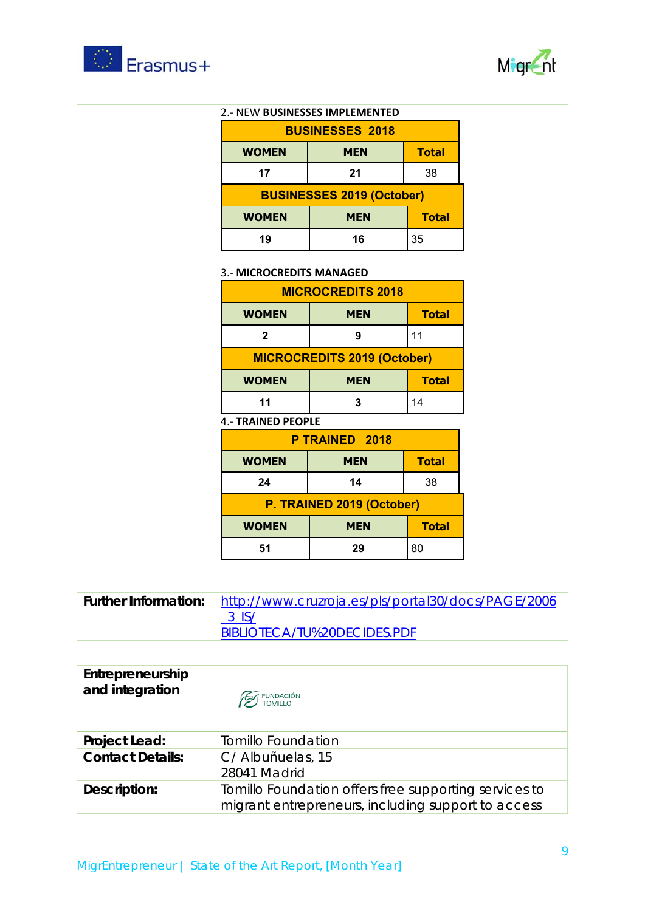2.- NEW **BUSINESSES IMPLEMENTED**

| BUSINESSES 2018 | | |
|---|---|---|
| WOMEN | MEN | Total |
| 17 | 21 | 38 |

| BUSINESSES 2019 (October) | | |
|---|---|---|
| WOMEN | MEN | Total |
| 19 | 16 | 35 |

3.- **MICROCREDITS MANAGED**

| MICROCREDITS 2018 | | |
|---|---|---|
| WOMEN | MEN | Total |
| 2 | 9 | 11 |

| MICROCREDITS 2019 (October) | | |
|---|---|---|
| WOMEN | MEN | Total |
| 11 | 3 | 14 |

4.- **TRAINED PEOPLE**

| P TRAINED 2018 | | |
|---|---|---|
| WOMEN | MEN | Total |
| 24 | 14 | 38 |

| P. TRAINED 2019 (October) | | |
|---|---|---|
| WOMEN | MEN | Total |
| 51 | 29 | 80 |

**Further Information:** [http://www.cruzroja.es/pls/portal30/docs/PAGE/2006_3_IS/BIBLIOTECA/TU%20DECIDES.PDF](http://www.cruzroja.es/pls/portal30/docs/PAGE/2006_3_IS/BIBLIOTECA/TU%20DECIDES.PDF)

| **Entrepreneurship and integration** | FUNDACIÓN TOMILLO |
|---|---|
| **Project Lead:** | Tomillo Foundation |
| **Contact Details:** | C/ Albuñuelas, 15<br>28041 Madrid |
| **Description:** | Tomillo Foundation offers free supporting services to migrant entrepreneurs, including support to access |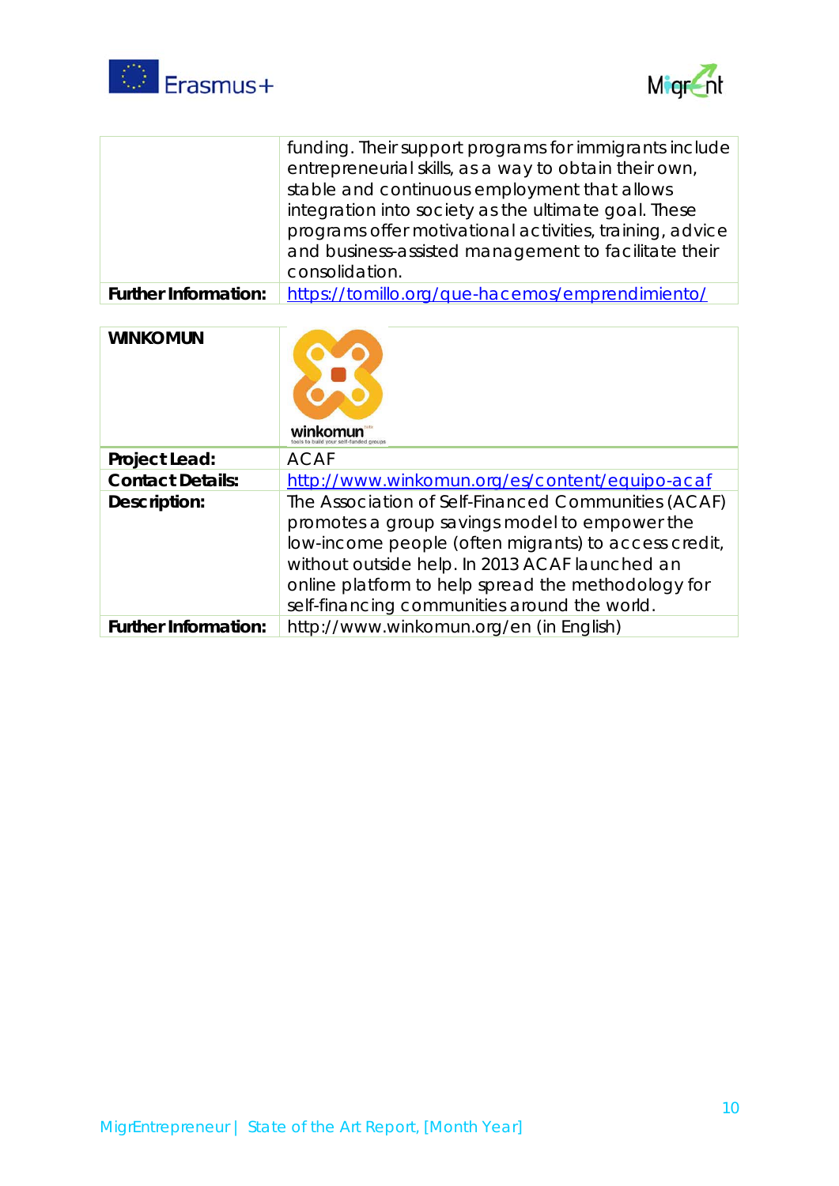|  |  |
|---|---|
|  | funding. Their support programs for immigrants include entrepreneurial skills, as a way to obtain their own, stable and continuous employment that allows integration into society as the ultimate goal. These programs offer motivational activities, training, advice and business-assisted management to facilitate their consolidation. |
| **Further Information:** | [https://tomillo.org/que-hacemos/emprendimiento/](https://tomillo.org/que-hacemos/emprendimiento/) |

| **WINKOMUN** |  |
|---|---|
| **Project Lead:** | ACAF |
| **Contact Details:** | [http://www.winkomun.org/es/content/equipo-acaf](http://www.winkomun.org/es/content/equipo-acaf) |
| **Description:** | The Association of Self-Financed Communities (ACAF) promotes a group savings model to empower the low-income people (often migrants) to access credit, without outside help. In 2013 ACAF launched an online platform to help spread the methodology for self-financing communities around the world. |
| **Further Information:** | http://www.winkomun.org/en (in English) |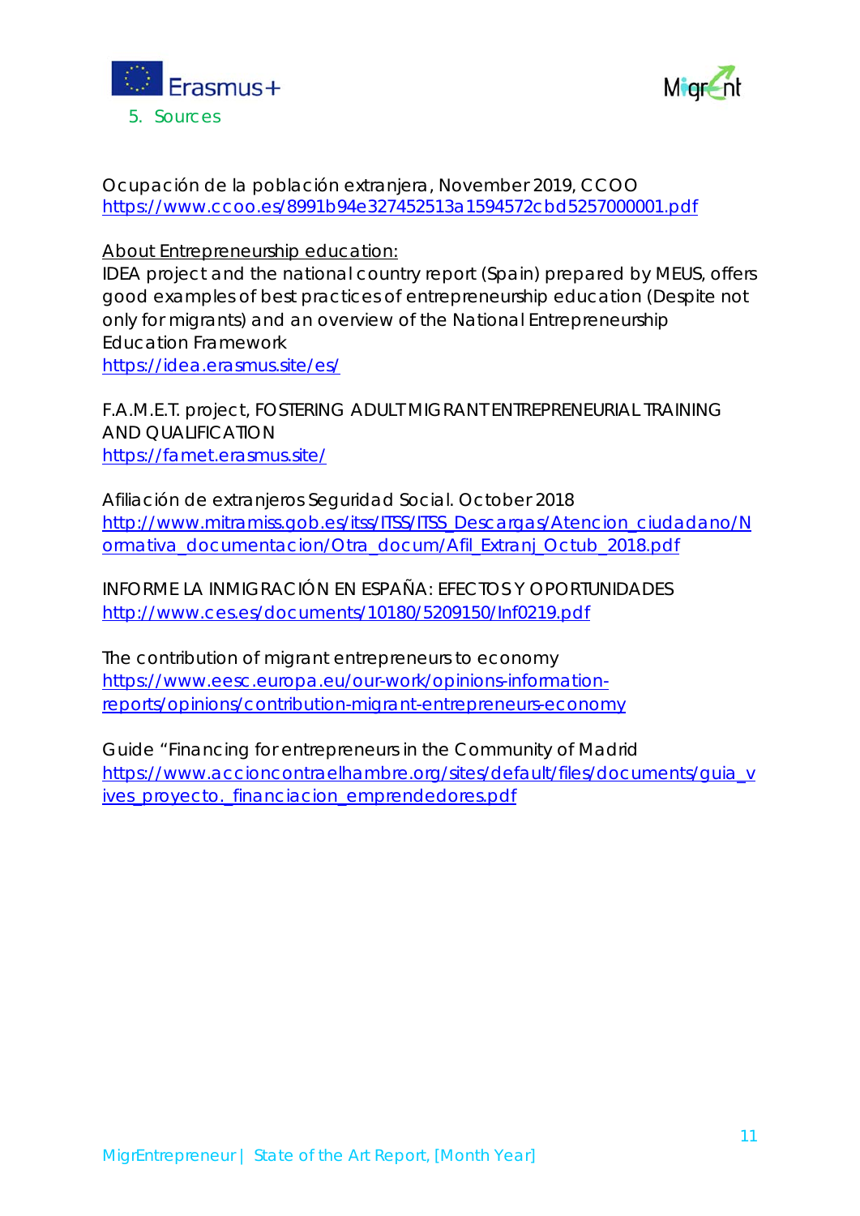## 5. Sources

Ocupación de la población extranjera, November 2019, CCOO
https://www.ccoo.es/8991b94e327452513a1594572cbd5257000001.pdf

About Entrepreneurship education:

IDEA project and the national country report (Spain) prepared by MEUS, offers good examples of best practices of entrepreneurship education (Despite not only for migrants) and an overview of the National Entrepreneurship Education Framework
https://idea.erasmus.site/es/

F.A.M.E.T. project, FOSTERING ADULT MIGRANT ENTREPRENEURIAL TRAINING AND QUALIFICATION
https://famet.erasmus.site/

Afiliación de extranjeros Seguridad Social. October 2018
http://www.mitramiss.gob.es/itss/ITSS/ITSS_Descargas/Atencion_ciudadano/Normativa_documentacion/Otra_docum/Afil_Extranj_Octub_2018.pdf

INFORME LA INMIGRACIÓN EN ESPAÑA: EFECTOS Y OPORTUNIDADES
http://www.ces.es/documents/10180/5209150/Inf0219.pdf

The contribution of migrant entrepreneurs to economy
https://www.eesc.europa.eu/our-work/opinions-information-reports/opinions/contribution-migrant-entrepreneurs-economy

Guide "Financing for entrepreneurs in the Community of Madrid
https://www.accioncontraelhambre.org/sites/default/files/documents/guia_vives_proyecto._financiacion_emprendedores.pdf